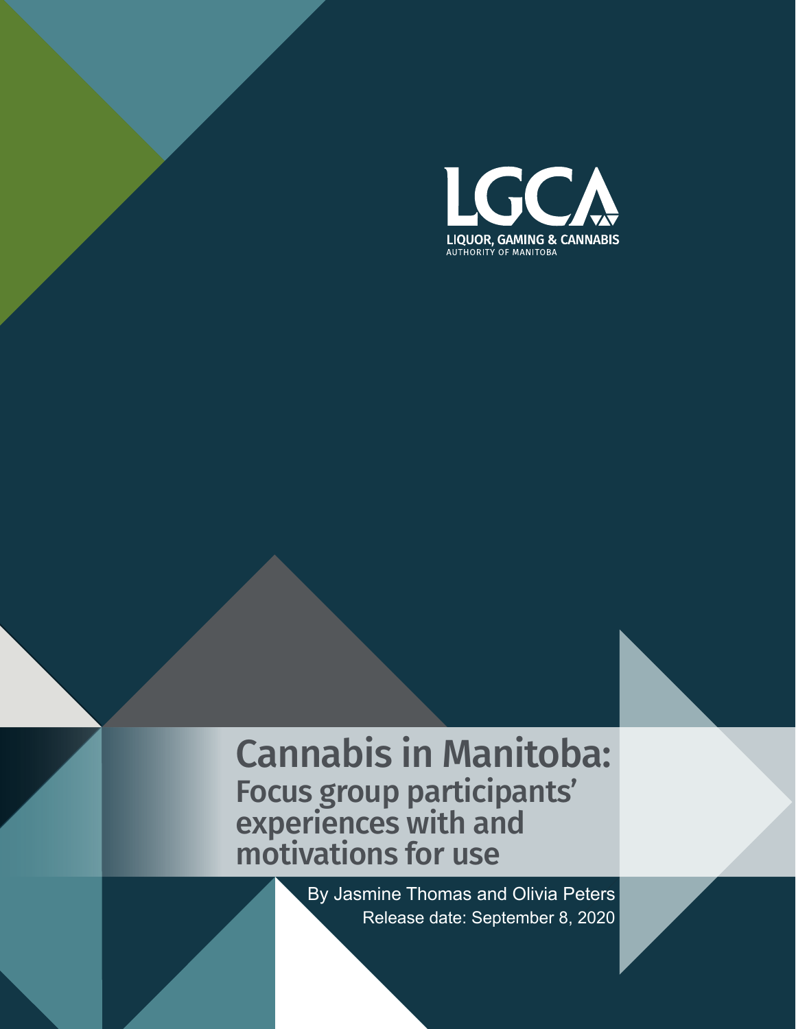LGCA

LIQUOR, GAMING & CANNABIS
AUTHORITY OF MANITOBA

# Cannabis in Manitoba:
## Focus group participants' experiences with and motivations for use

By Jasmine Thomas and Olivia Peters

Release date: September 8, 2020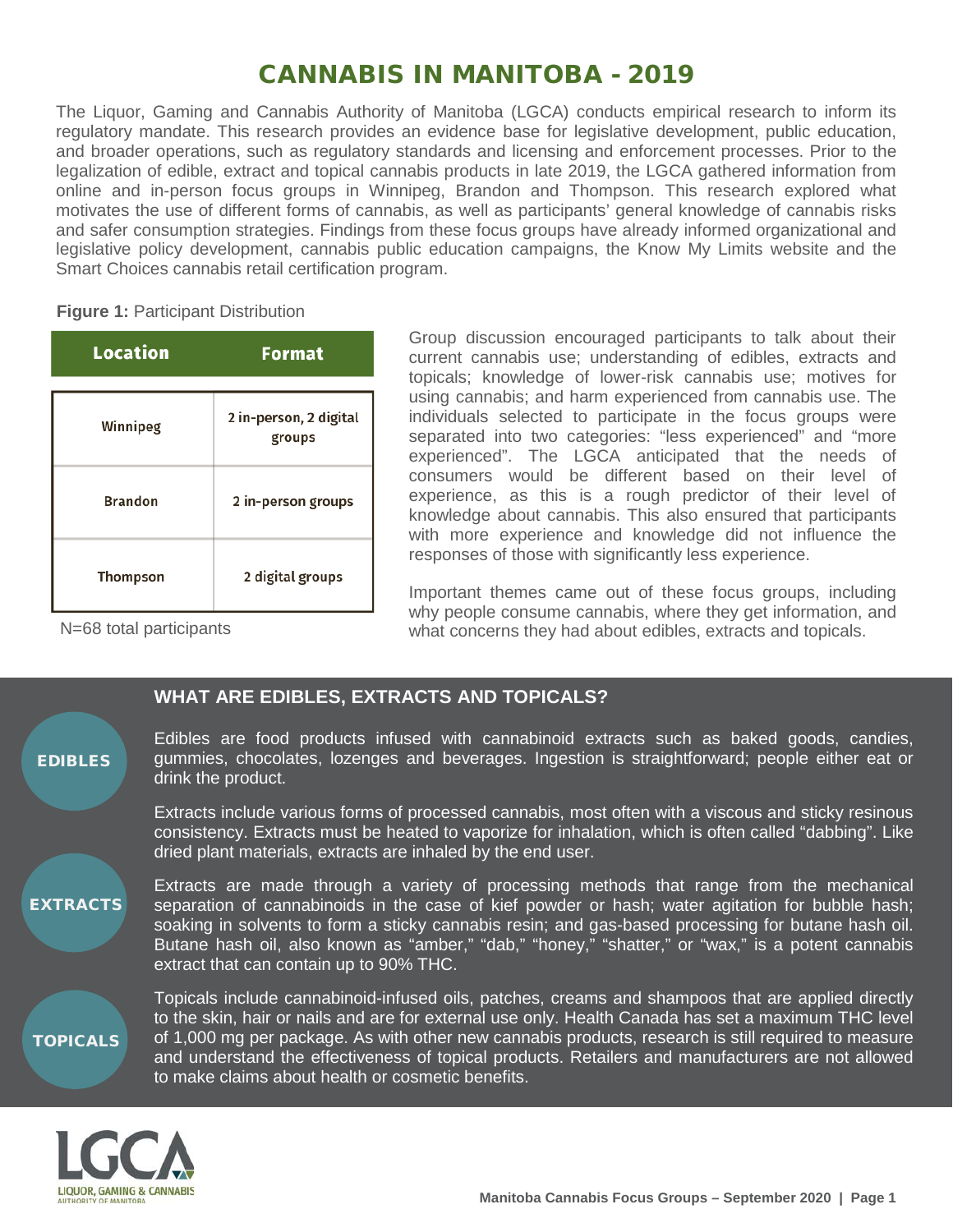# CANNABIS IN MANITOBA - 2019

The Liquor, Gaming and Cannabis Authority of Manitoba (LGCA) conducts empirical research to inform its regulatory mandate. This research provides an evidence base for legislative development, public education, and broader operations, such as regulatory standards and licensing and enforcement processes. Prior to the legalization of edible, extract and topical cannabis products in late 2019, the LGCA gathered information from online and in-person focus groups in Winnipeg, Brandon and Thompson. This research explored what motivates the use of different forms of cannabis, as well as participants' general knowledge of cannabis risks and safer consumption strategies. Findings from these focus groups have already informed organizational and legislative policy development, cannabis public education campaigns, the Know My Limits website and the Smart Choices cannabis retail certification program.

**Figure 1:** Participant Distribution

| Location | Format |
| --- | --- |
| Winnipeg | 2 in-person, 2 digital groups |
| Brandon | 2 in-person groups |
| Thompson | 2 digital groups |

N=68 total participants

Group discussion encouraged participants to talk about their current cannabis use; understanding of edibles, extracts and topicals; knowledge of lower-risk cannabis use; motives for using cannabis; and harm experienced from cannabis use. The individuals selected to participate in the focus groups were separated into two categories: "less experienced" and "more experienced". The LGCA anticipated that the needs of consumers would be different based on their level of experience, as this is a rough predictor of their level of knowledge about cannabis. This also ensured that participants with more experience and knowledge did not influence the responses of those with significantly less experience.

Important themes came out of these focus groups, including why people consume cannabis, where they get information, and what concerns they had about edibles, extracts and topicals.

## WHAT ARE EDIBLES, EXTRACTS AND TOPICALS?

**EDIBLES**

Edibles are food products infused with cannabinoid extracts such as baked goods, candies, gummies, chocolates, lozenges and beverages. Ingestion is straightforward; people either eat or drink the product.

**EXTRACTS**

Extracts include various forms of processed cannabis, most often with a viscous and sticky resinous consistency. Extracts must be heated to vaporize for inhalation, which is often called "dabbing". Like dried plant materials, extracts are inhaled by the end user.

Extracts are made through a variety of processing methods that range from the mechanical separation of cannabinoids in the case of kief powder or hash; water agitation for bubble hash; soaking in solvents to form a sticky cannabis resin; and gas-based processing for butane hash oil. Butane hash oil, also known as "amber," "dab," "honey," "shatter," or "wax," is a potent cannabis extract that can contain up to 90% THC.

**TOPICALS**

Topicals include cannabinoid-infused oils, patches, creams and shampoos that are applied directly to the skin, hair or nails and are for external use only. Health Canada has set a maximum THC level of 1,000 mg per package. As with other new cannabis products, research is still required to measure and understand the effectiveness of topical products. Retailers and manufacturers are not allowed to make claims about health or cosmetic benefits.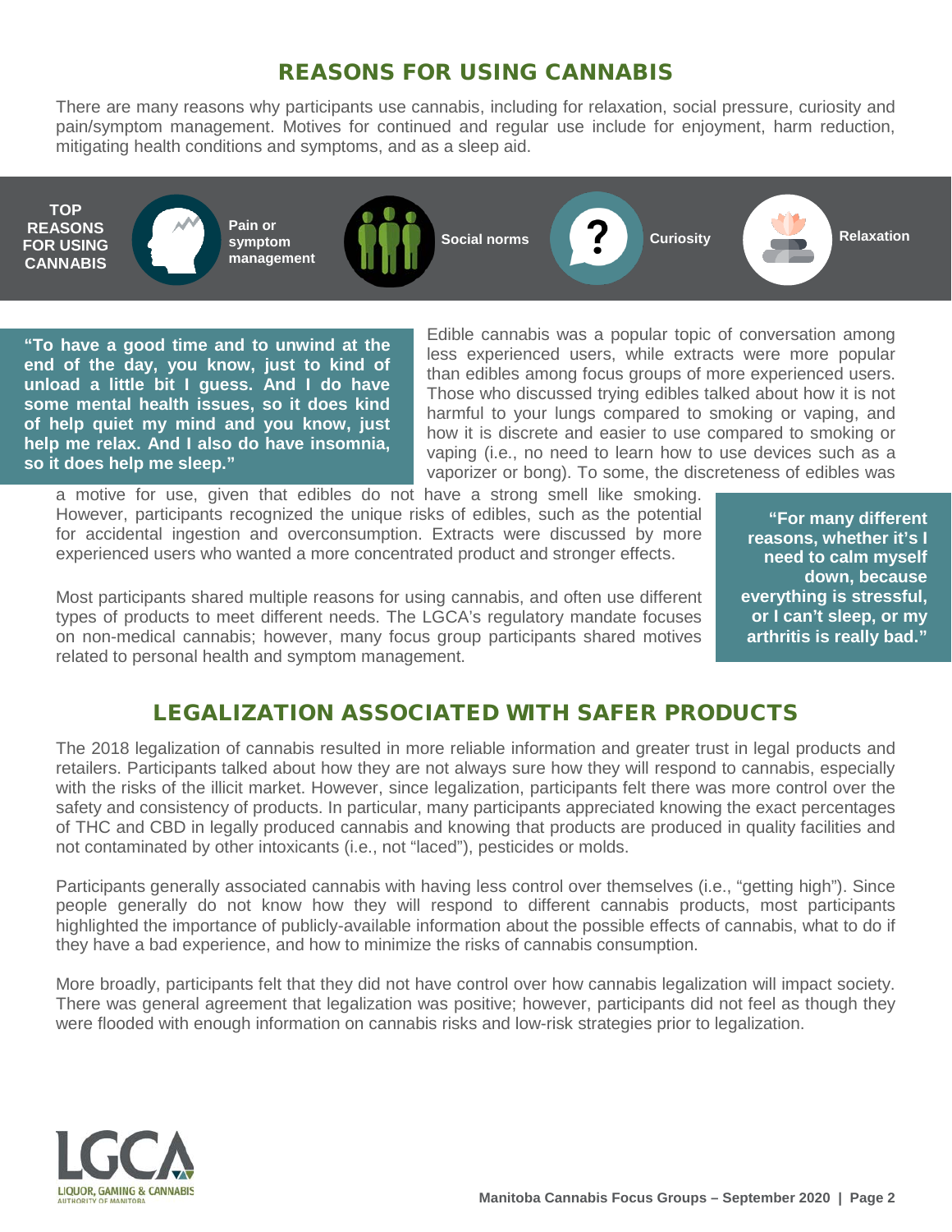## REASONS FOR USING CANNABIS

There are many reasons why participants use cannabis, including for relaxation, social pressure, curiosity and pain/symptom management. Motives for continued and regular use include for enjoyment, harm reduction, mitigating health conditions and symptoms, and as a sleep aid.

**TOP REASONS FOR USING CANNABIS**

- **Pain or symptom management**
- **Social norms**
- **Curiosity**
- **Relaxation**

> **"To have a good time and to unwind at the end of the day, you know, just to kind of unload a little bit I guess. And I do have some mental health issues, so it does kind of help quiet my mind and you know, just help me relax. And I also do have insomnia, so it does help me sleep."**

Edible cannabis was a popular topic of conversation among less experienced users, while extracts were more popular than edibles among focus groups of more experienced users. Those who discussed trying edibles talked about how it is not harmful to your lungs compared to smoking or vaping, and how it is discrete and easier to use compared to smoking or vaping (i.e., no need to learn how to use devices such as a vaporizer or bong). To some, the discreteness of edibles was a motive for use, given that edibles do not have a strong smell like smoking. However, participants recognized the unique risks of edibles, such as the potential for accidental ingestion and overconsumption. Extracts were discussed by more experienced users who wanted a more concentrated product and stronger effects.

Most participants shared multiple reasons for using cannabis, and often use different types of products to meet different needs. The LGCA's regulatory mandate focuses on non-medical cannabis; however, many focus group participants shared motives related to personal health and symptom management.

> **"For many different reasons, whether it's I need to calm myself down, because everything is stressful, or I can't sleep, or my arthritis is really bad."**

## LEGALIZATION ASSOCIATED WITH SAFER PRODUCTS

The 2018 legalization of cannabis resulted in more reliable information and greater trust in legal products and retailers. Participants talked about how they are not always sure how they will respond to cannabis, especially with the risks of the illicit market. However, since legalization, participants felt there was more control over the safety and consistency of products. In particular, many participants appreciated knowing the exact percentages of THC and CBD in legally produced cannabis and knowing that products are produced in quality facilities and not contaminated by other intoxicants (i.e., not "laced"), pesticides or molds.

Participants generally associated cannabis with having less control over themselves (i.e., "getting high"). Since people generally do not know how they will respond to different cannabis products, most participants highlighted the importance of publicly-available information about the possible effects of cannabis, what to do if they have a bad experience, and how to minimize the risks of cannabis consumption.

More broadly, participants felt that they did not have control over how cannabis legalization will impact society. There was general agreement that legalization was positive; however, participants did not feel as though they were flooded with enough information on cannabis risks and low-risk strategies prior to legalization.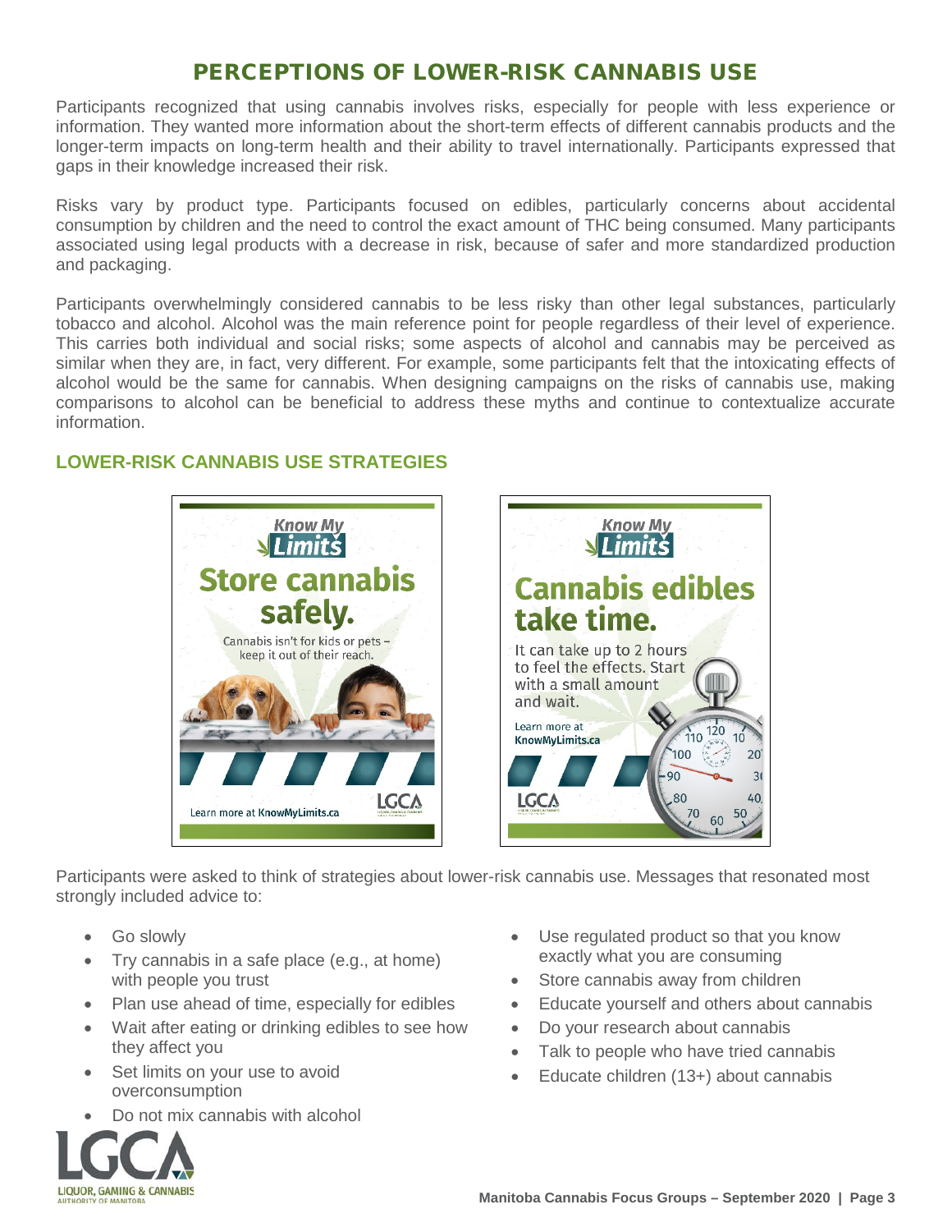# PERCEPTIONS OF LOWER-RISK CANNABIS USE

Participants recognized that using cannabis involves risks, especially for people with less experience or information. They wanted more information about the short-term effects of different cannabis products and the longer-term impacts on long-term health and their ability to travel internationally. Participants expressed that gaps in their knowledge increased their risk.

Risks vary by product type. Participants focused on edibles, particularly concerns about accidental consumption by children and the need to control the exact amount of THC being consumed. Many participants associated using legal products with a decrease in risk, because of safer and more standardized production and packaging.

Participants overwhelmingly considered cannabis to be less risky than other legal substances, particularly tobacco and alcohol. Alcohol was the main reference point for people regardless of their level of experience. This carries both individual and social risks; some aspects of alcohol and cannabis may be perceived as similar when they are, in fact, very different. For example, some participants felt that the intoxicating effects of alcohol would be the same for cannabis. When designing campaigns on the risks of cannabis use, making comparisons to alcohol can be beneficial to address these myths and continue to contextualize accurate information.

## LOWER-RISK CANNABIS USE STRATEGIES

Participants were asked to think of strategies about lower-risk cannabis use. Messages that resonated most strongly included advice to:

- Go slowly
- Try cannabis in a safe place (e.g., at home) with people you trust
- Plan use ahead of time, especially for edibles
- Wait after eating or drinking edibles to see how they affect you
- Set limits on your use to avoid overconsumption
- Do not mix cannabis with alcohol
- Use regulated product so that you know exactly what you are consuming
- Store cannabis away from children
- Educate yourself and others about cannabis
- Do your research about cannabis
- Talk to people who have tried cannabis
- Educate children (13+) about cannabis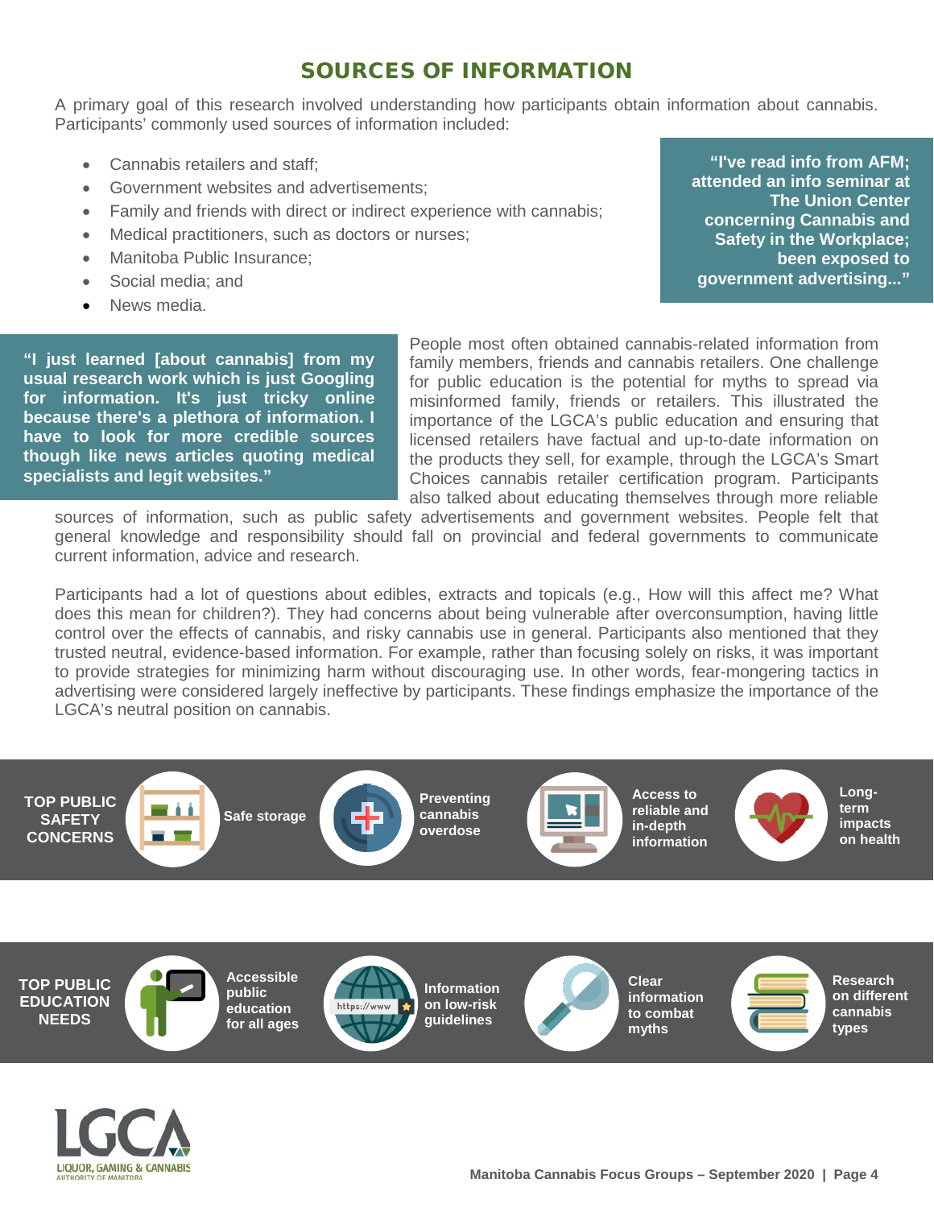## SOURCES OF INFORMATION

A primary goal of this research involved understanding how participants obtain information about cannabis. Participants' commonly used sources of information included:

- Cannabis retailers and staff;
- Government websites and advertisements;
- Family and friends with direct or indirect experience with cannabis;
- Medical practitioners, such as doctors or nurses;
- Manitoba Public Insurance;
- Social media; and
- News media.

> **"I've read info from AFM; attended an info seminar at The Union Center concerning Cannabis and Safety in the Workplace; been exposed to government advertising..."**

> **"I just learned [about cannabis] from my usual research work which is just Googling for information. It's just tricky online because there's a plethora of information. I have to look for more credible sources though like news articles quoting medical specialists and legit websites."**

People most often obtained cannabis-related information from family members, friends and cannabis retailers. One challenge for public education is the potential for myths to spread via misinformed family, friends or retailers. This illustrated the importance of the LGCA's public education and ensuring that licensed retailers have factual and up-to-date information on the products they sell, for example, through the LGCA's Smart Choices cannabis retailer certification program. Participants also talked about educating themselves through more reliable sources of information, such as public safety advertisements and government websites. People felt that general knowledge and responsibility should fall on provincial and federal governments to communicate current information, advice and research.

Participants had a lot of questions about edibles, extracts and topicals (e.g., How will this affect me? What does this mean for children?). They had concerns about being vulnerable after overconsumption, having little control over the effects of cannabis, and risky cannabis use in general. Participants also mentioned that they trusted neutral, evidence-based information. For example, rather than focusing solely on risks, it was important to provide strategies for minimizing harm without discouraging use. In other words, fear-mongering tactics in advertising were considered largely ineffective by participants. These findings emphasize the importance of the LGCA's neutral position on cannabis.

**TOP PUBLIC SAFETY CONCERNS**

- **Safe storage**
- **Preventing cannabis overdose**
- **Access to reliable and in-depth information**
- **Long-term impacts on health**

**TOP PUBLIC EDUCATION NEEDS**

- **Accessible public education for all ages**
- **Information on low-risk guidelines**
- **Clear information to combat myths**
- **Research on different cannabis types**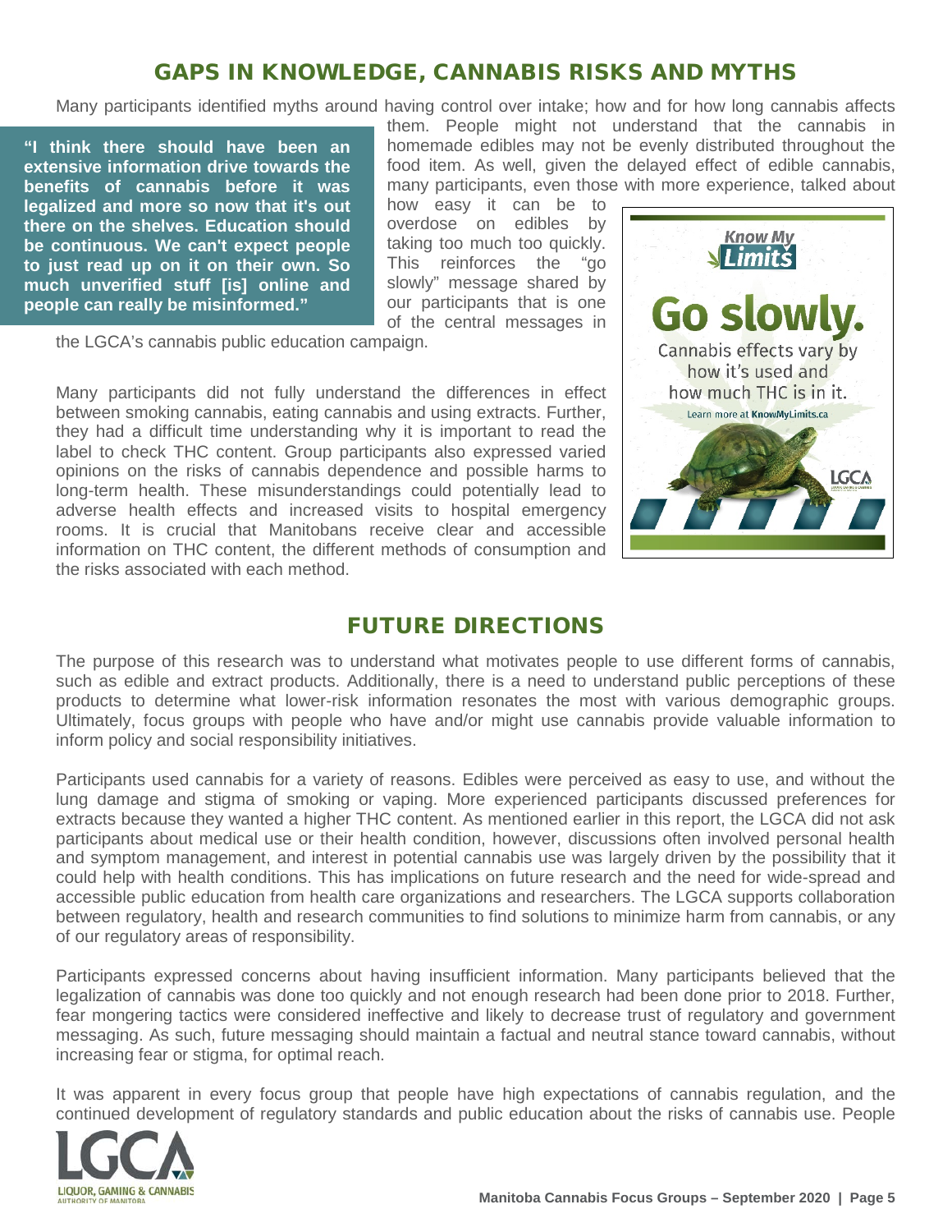## GAPS IN KNOWLEDGE, CANNABIS RISKS AND MYTHS

Many participants identified myths around having control over intake; how and for how long cannabis affects them. People might not understand that the cannabis in homemade edibles may not be evenly distributed throughout the food item. As well, given the delayed effect of edible cannabis, many participants, even those with more experience, talked about how easy it can be to overdose on edibles by taking too much too quickly. This reinforces the "go slowly" message shared by our participants that is one of the central messages in the LGCA's cannabis public education campaign.

> **"I think there should have been an extensive information drive towards the benefits of cannabis before it was legalized and more so now that it's out there on the shelves. Education should be continuous. We can't expect people to just read up on it on their own. So much unverified stuff [is] online and people can really be misinformed."**

Know My Limits

Go slowly.

Cannabis effects vary by how it's used and how much THC is in it.

Learn more at KnowMyLimits.ca

LGCA

Many participants did not fully understand the differences in effect between smoking cannabis, eating cannabis and using extracts. Further, they had a difficult time understanding why it is important to read the label to check THC content. Group participants also expressed varied opinions on the risks of cannabis dependence and possible harms to long-term health. These misunderstandings could potentially lead to adverse health effects and increased visits to hospital emergency rooms. It is crucial that Manitobans receive clear and accessible information on THC content, the different methods of consumption and the risks associated with each method.

## FUTURE DIRECTIONS

The purpose of this research was to understand what motivates people to use different forms of cannabis, such as edible and extract products. Additionally, there is a need to understand public perceptions of these products to determine what lower-risk information resonates the most with various demographic groups. Ultimately, focus groups with people who have and/or might use cannabis provide valuable information to inform policy and social responsibility initiatives.

Participants used cannabis for a variety of reasons. Edibles were perceived as easy to use, and without the lung damage and stigma of smoking or vaping. More experienced participants discussed preferences for extracts because they wanted a higher THC content. As mentioned earlier in this report, the LGCA did not ask participants about medical use or their health condition, however, discussions often involved personal health and symptom management, and interest in potential cannabis use was largely driven by the possibility that it could help with health conditions. This has implications on future research and the need for wide-spread and accessible public education from health care organizations and researchers. The LGCA supports collaboration between regulatory, health and research communities to find solutions to minimize harm from cannabis, or any of our regulatory areas of responsibility.

Participants expressed concerns about having insufficient information. Many participants believed that the legalization of cannabis was done too quickly and not enough research had been done prior to 2018. Further, fear mongering tactics were considered ineffective and likely to decrease trust of regulatory and government messaging. As such, future messaging should maintain a factual and neutral stance toward cannabis, without increasing fear or stigma, for optimal reach.

It was apparent in every focus group that people have high expectations of cannabis regulation, and the continued development of regulatory standards and public education about the risks of cannabis use. People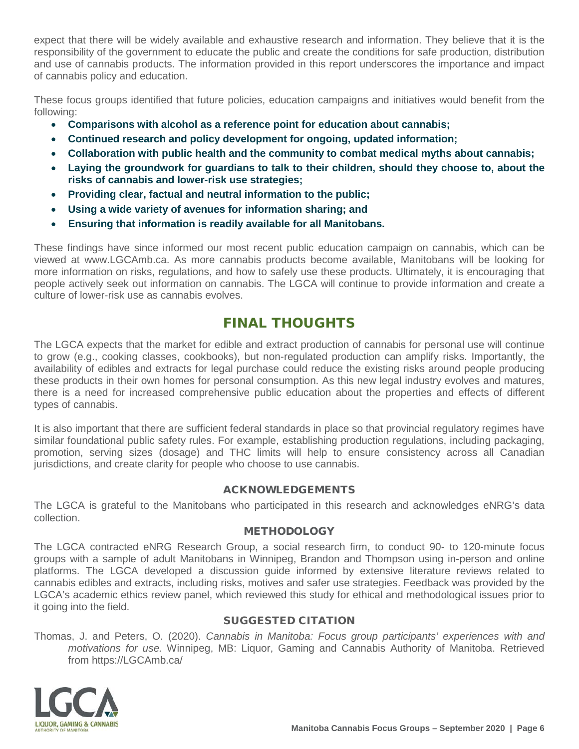expect that there will be widely available and exhaustive research and information. They believe that it is the responsibility of the government to educate the public and create the conditions for safe production, distribution and use of cannabis products. The information provided in this report underscores the importance and impact of cannabis policy and education.

These focus groups identified that future policies, education campaigns and initiatives would benefit from the following:

- **Comparisons with alcohol as a reference point for education about cannabis;**
- **Continued research and policy development for ongoing, updated information;**
- **Collaboration with public health and the community to combat medical myths about cannabis;**
- **Laying the groundwork for guardians to talk to their children, should they choose to, about the risks of cannabis and lower-risk use strategies;**
- **Providing clear, factual and neutral information to the public;**
- **Using a wide variety of avenues for information sharing; and**
- **Ensuring that information is readily available for all Manitobans.**

These findings have since informed our most recent public education campaign on cannabis, which can be viewed at www.LGCAmb.ca. As more cannabis products become available, Manitobans will be looking for more information on risks, regulations, and how to safely use these products. Ultimately, it is encouraging that people actively seek out information on cannabis. The LGCA will continue to provide information and create a culture of lower-risk use as cannabis evolves.

## FINAL THOUGHTS

The LGCA expects that the market for edible and extract production of cannabis for personal use will continue to grow (e.g., cooking classes, cookbooks), but non-regulated production can amplify risks. Importantly, the availability of edibles and extracts for legal purchase could reduce the existing risks around people producing these products in their own homes for personal consumption. As this new legal industry evolves and matures, there is a need for increased comprehensive public education about the properties and effects of different types of cannabis.

It is also important that there are sufficient federal standards in place so that provincial regulatory regimes have similar foundational public safety rules. For example, establishing production regulations, including packaging, promotion, serving sizes (dosage) and THC limits will help to ensure consistency across all Canadian jurisdictions, and create clarity for people who choose to use cannabis.

### ACKNOWLEDGEMENTS

The LGCA is grateful to the Manitobans who participated in this research and acknowledges eNRG's data collection.

### METHODOLOGY

The LGCA contracted eNRG Research Group, a social research firm, to conduct 90- to 120-minute focus groups with a sample of adult Manitobans in Winnipeg, Brandon and Thompson using in-person and online platforms. The LGCA developed a discussion guide informed by extensive literature reviews related to cannabis edibles and extracts, including risks, motives and safer use strategies. Feedback was provided by the LGCA's academic ethics review panel, which reviewed this study for ethical and methodological issues prior to it going into the field.

### SUGGESTED CITATION

Thomas, J. and Peters, O. (2020). *Cannabis in Manitoba: Focus group participants' experiences with and motivations for use.* Winnipeg, MB: Liquor, Gaming and Cannabis Authority of Manitoba. Retrieved from https://LGCAmb.ca/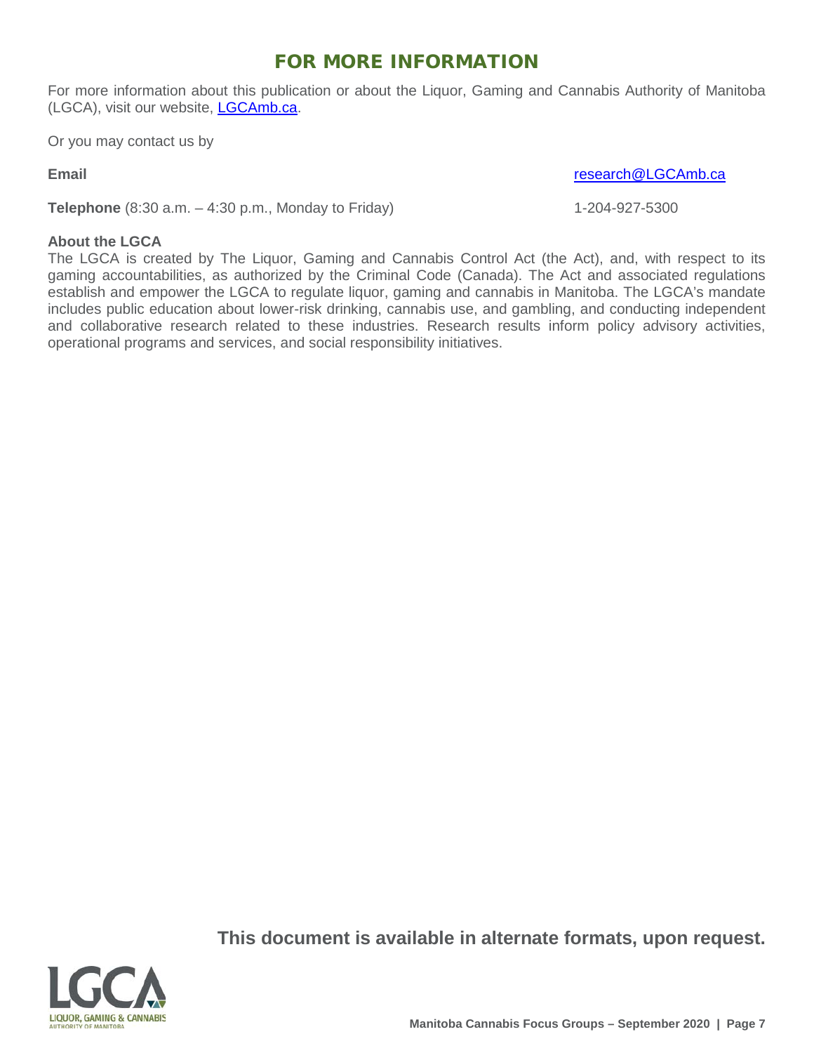# FOR MORE INFORMATION

For more information about this publication or about the Liquor, Gaming and Cannabis Authority of Manitoba (LGCA), visit our website, [LGCAmb.ca](LGCAmb.ca).

Or you may contact us by

| | |
|---|---|
| **Email** | research@LGCAmb.ca |
| **Telephone** (8:30 a.m. – 4:30 p.m., Monday to Friday) | 1-204-927-5300 |

**About the LGCA**

The LGCA is created by The Liquor, Gaming and Cannabis Control Act (the Act), and, with respect to its gaming accountabilities, as authorized by the Criminal Code (Canada). The Act and associated regulations establish and empower the LGCA to regulate liquor, gaming and cannabis in Manitoba. The LGCA's mandate includes public education about lower-risk drinking, cannabis use, and gambling, and conducting independent and collaborative research related to these industries. Research results inform policy advisory activities, operational programs and services, and social responsibility initiatives.

**This document is available in alternate formats, upon request.**

LGCA
LIQUOR, GAMING & CANNABIS
AUTHORITY OF MANITOBA